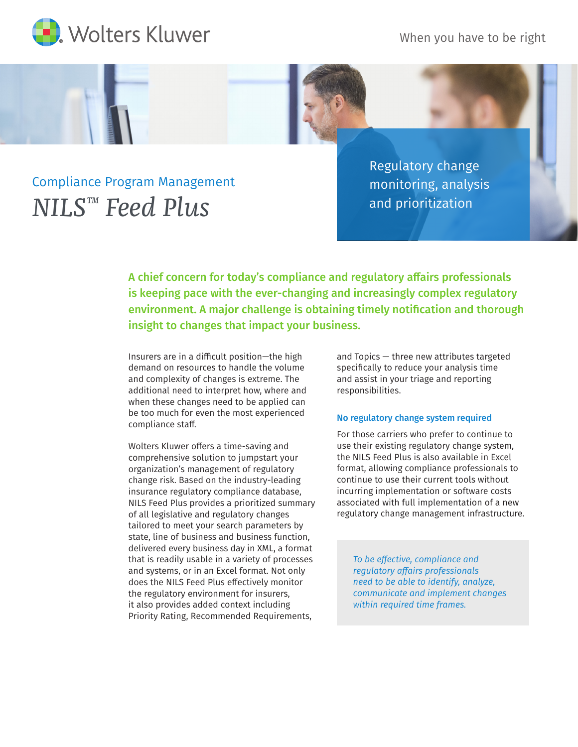Wolters Kluwer

When you have to be right

Compliance Program Management

# *NILS™ Feed Plus*

Regulatory change monitoring, analysis and prioritization

**A chief concern for today's compliance and regulatory affairs professionals is keeping pace with the ever-changing and increasingly complex regulatory environment. A major challenge is obtaining timely notification and thorough insight to changes that impact your business.**

Insurers are in a difficult position—the high demand on resources to handle the volume and complexity of changes is extreme. The additional need to interpret how, where and when these changes need to be applied can be too much for even the most experienced compliance staff.

Wolters Kluwer offers a time-saving and comprehensive solution to jumpstart your organization's management of regulatory change risk. Based on the industry-leading insurance regulatory compliance database, NILS Feed Plus provides a prioritized summary of all legislative and regulatory changes tailored to meet your search parameters by state, line of business and business function, delivered every business day in XML, a format that is readily usable in a variety of processes and systems, or in an Excel format. Not only does the NILS Feed Plus effectively monitor the regulatory environment for insurers, it also provides added context including Priority Rating, Recommended Requirements, and Topics — three new attributes targeted specifically to reduce your analysis time and assist in your triage and reporting responsibilities.

### No regulatory change system required

For those carriers who prefer to continue to use their existing regulatory change system, the NILS Feed Plus is also available in Excel format, allowing compliance professionals to continue to use their current tools without incurring implementation or software costs associated with full implementation of a new regulatory change management infrastructure.

*To be effective, compliance and regulatory affairs professionals need to be able to identify, analyze, communicate and implement changes within required time frames.*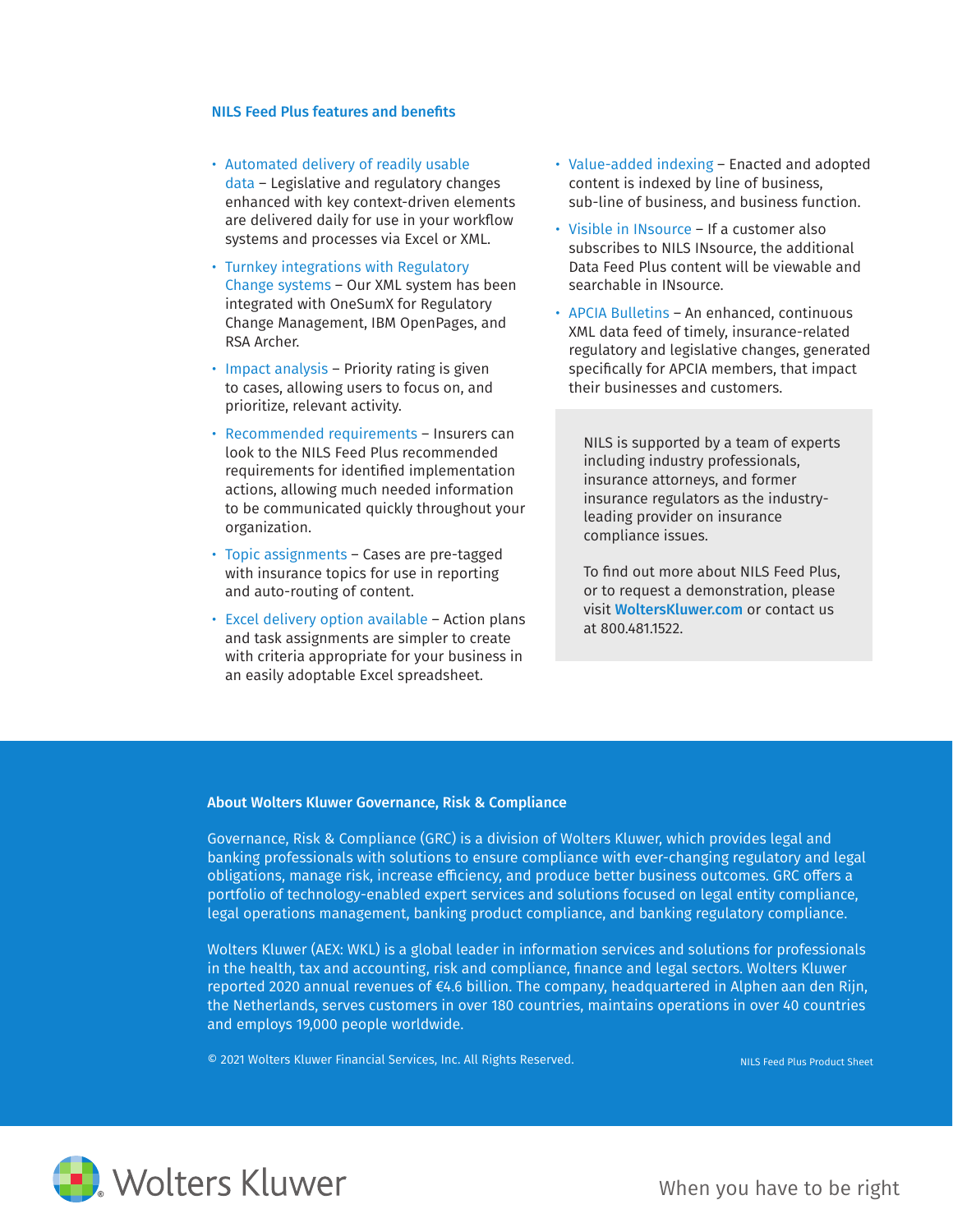## NILS Feed Plus features and benefits

- Automated delivery of readily usable data – Legislative and regulatory changes enhanced with key context-driven elements are delivered daily for use in your workflow systems and processes via Excel or XML.
- Turnkey integrations with Regulatory Change systems – Our XML system has been integrated with OneSumX for Regulatory Change Management, IBM OpenPages, and RSA Archer.
- Impact analysis – Priority rating is given to cases, allowing users to focus on, and prioritize, relevant activity.
- Recommended requirements – Insurers can look to the NILS Feed Plus recommended requirements for identified implementation actions, allowing much needed information to be communicated quickly throughout your organization.
- Topic assignments – Cases are pre-tagged with insurance topics for use in reporting and auto-routing of content.
- Excel delivery option available – Action plans and task assignments are simpler to create with criteria appropriate for your business in an easily adoptable Excel spreadsheet.
- Value-added indexing – Enacted and adopted content is indexed by line of business, sub-line of business, and business function.
- Visible in INsource – If a customer also subscribes to NILS INsource, the additional Data Feed Plus content will be viewable and searchable in INsource.
- APCIA Bulletins – An enhanced, continuous XML data feed of timely, insurance-related regulatory and legislative changes, generated specifically for APCIA members, that impact their businesses and customers.

NILS is supported by a team of experts including industry professionals, insurance attorneys, and former insurance regulators as the industry-leading provider on insurance compliance issues.

To find out more about NILS Feed Plus, or to request a demonstration, please visit **WoltersKluwer.com** or contact us at 800.481.1522.

### About Wolters Kluwer Governance, Risk & Compliance

Governance, Risk & Compliance (GRC) is a division of Wolters Kluwer, which provides legal and banking professionals with solutions to ensure compliance with ever-changing regulatory and legal obligations, manage risk, increase efficiency, and produce better business outcomes. GRC offers a portfolio of technology-enabled expert services and solutions focused on legal entity compliance, legal operations management, banking product compliance, and banking regulatory compliance.

Wolters Kluwer (AEX: WKL) is a global leader in information services and solutions for professionals in the health, tax and accounting, risk and compliance, finance and legal sectors. Wolters Kluwer reported 2020 annual revenues of €4.6 billion. The company, headquartered in Alphen aan den Rijn, the Netherlands, serves customers in over 180 countries, maintains operations in over 40 countries and employs 19,000 people worldwide.

© 2021 Wolters Kluwer Financial Services, Inc. All Rights Reserved.

NILS Feed Plus Product Sheet

Wolters Kluwer

When you have to be right